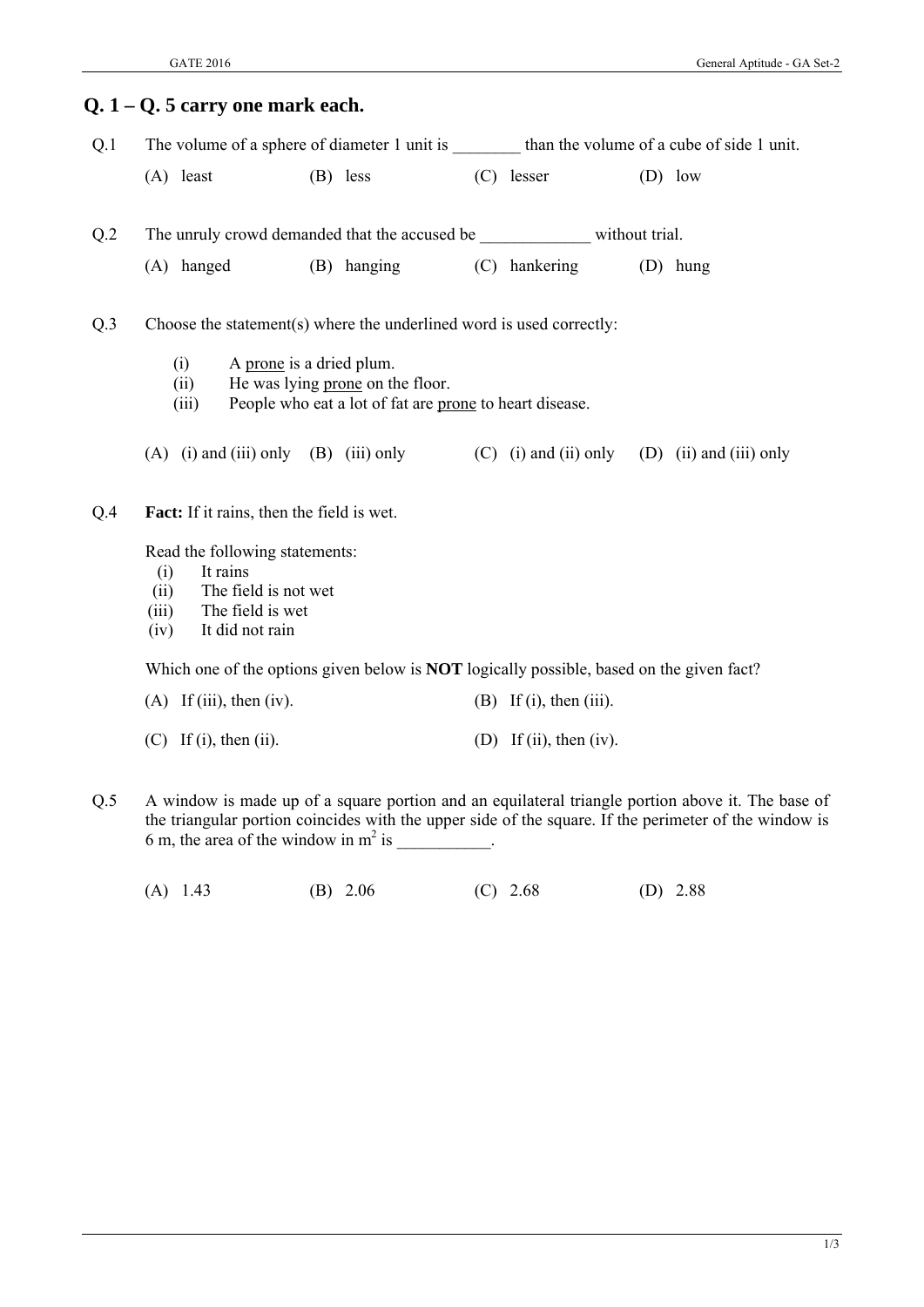## Q. 1 – Q. 5 carry one mark each.

Q.1 The volume of a sphere of diameter 1 unit is ________ than the volume of a cube of side 1 unit.

(A) least (B) less (C) lesser (D) low

Q.2 The unruly crowd demanded that the accused be _____________ without trial.

(A) hanged (B) hanging (C) hankering (D) hung

Q.3 Choose the statement(s) where the underlined word is used correctly:

(i) A <u>prone</u> is a dried plum.
(ii) He was lying <u>prone</u> on the floor.
(iii) People who eat a lot of fat are <u>prone</u> to heart disease.

(A) (i) and (iii) only (B) (iii) only (C) (i) and (ii) only (D) (ii) and (iii) only

Q.4 **Fact:** If it rains, then the field is wet.

Read the following statements:
(i) It rains
(ii) The field is not wet
(iii) The field is wet
(iv) It did not rain

Which one of the options given below is **NOT** logically possible, based on the given fact?

(A) If (iii), then (iv).
(B) If (i), then (iii).
(C) If (i), then (ii).
(D) If (ii), then (iv).

Q.5 A window is made up of a square portion and an equilateral triangle portion above it. The base of the triangular portion coincides with the upper side of the square. If the perimeter of the window is 6 m, the area of the window in $m^2$ is ___________.

(A) 1.43 (B) 2.06 (C) 2.68 (D) 2.88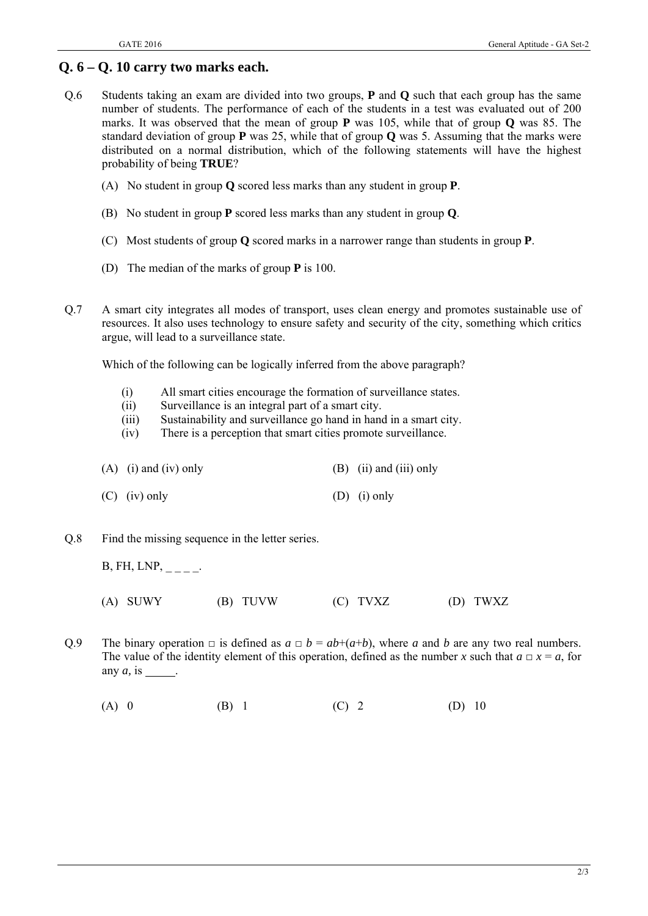## Q. 6 – Q. 10 carry two marks each.

Q.6 Students taking an exam are divided into two groups, **P** and **Q** such that each group has the same number of students. The performance of each of the students in a test was evaluated out of 200 marks. It was observed that the mean of group **P** was 105, while that of group **Q** was 85. The standard deviation of group **P** was 25, while that of group **Q** was 5. Assuming that the marks were distributed on a normal distribution, which of the following statements will have the highest probability of being **TRUE**?

(A) No student in group **Q** scored less marks than any student in group **P**.

(B) No student in group **P** scored less marks than any student in group **Q**.

(C) Most students of group **Q** scored marks in a narrower range than students in group **P**.

(D) The median of the marks of group **P** is 100.

Q.7 A smart city integrates all modes of transport, uses clean energy and promotes sustainable use of resources. It also uses technology to ensure safety and security of the city, something which critics argue, will lead to a surveillance state.

Which of the following can be logically inferred from the above paragraph?

(i) All smart cities encourage the formation of surveillance states.
(ii) Surveillance is an integral part of a smart city.
(iii) Sustainability and surveillance go hand in hand in a smart city.
(iv) There is a perception that smart cities promote surveillance.

(A) (i) and (iv) only
(B) (ii) and (iii) only
(C) (iv) only
(D) (i) only

Q.8 Find the missing sequence in the letter series.

B, FH, LNP, _ _ _ _.

(A) SUWY
(B) TUVW
(C) TVXZ
(D) TWXZ

Q.9 The binary operation □ is defined as $a \square b = ab+(a+b)$, where $a$ and $b$ are any two real numbers. The value of the identity element of this operation, defined as the number $x$ such that $a \square x = a$, for any $a$, is _____.

(A) 0
(B) 1
(C) 2
(D) 10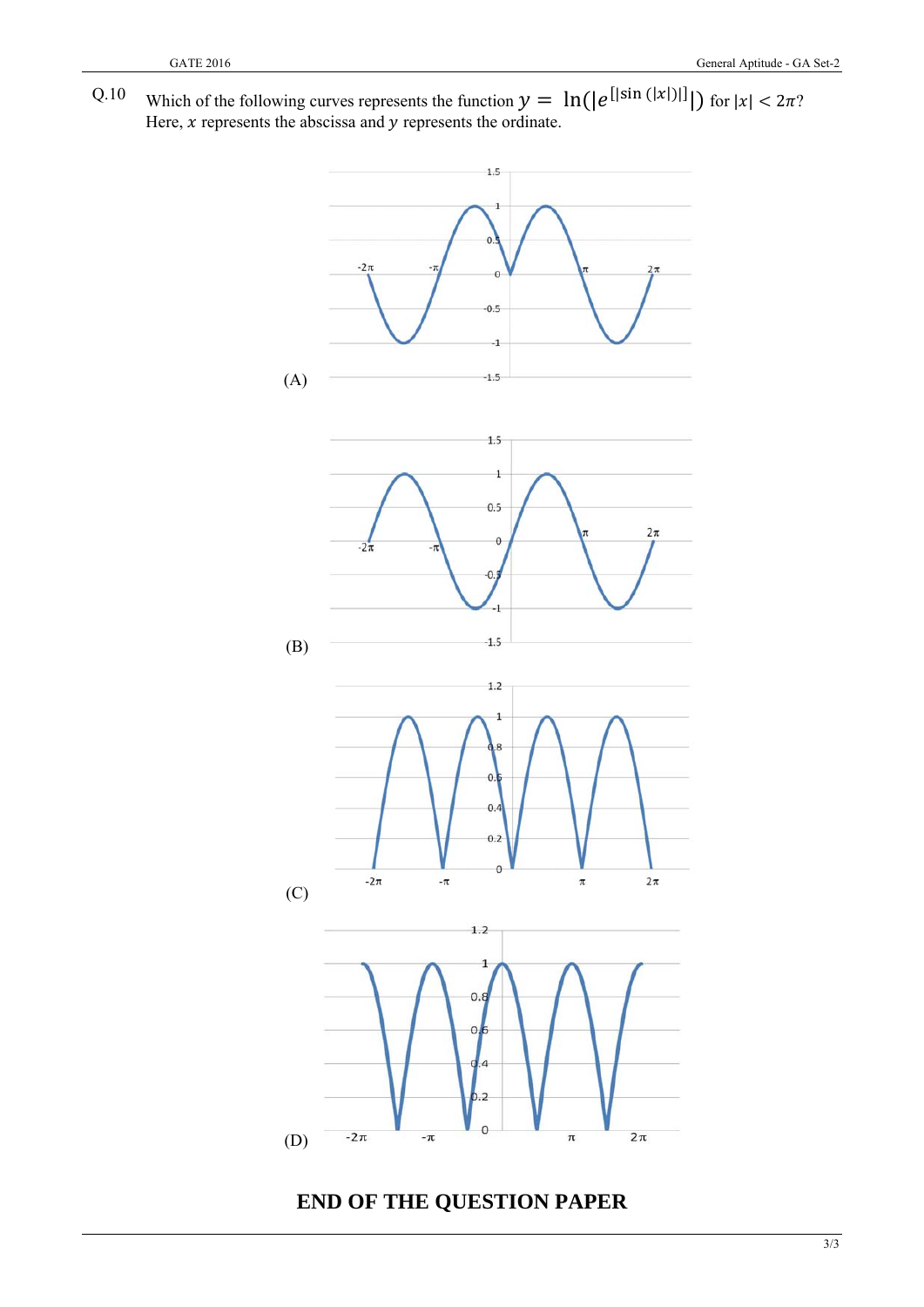Q.10 Which of the following curves represents the function $y = \ln(|e^{[|\sin(|x|)|]}|)$ for $|x| < 2\pi$? Here, $x$ represents the abscissa and $y$ represents the ordinate.

(A)

(B)

(C)

(D)

**END OF THE QUESTION PAPER**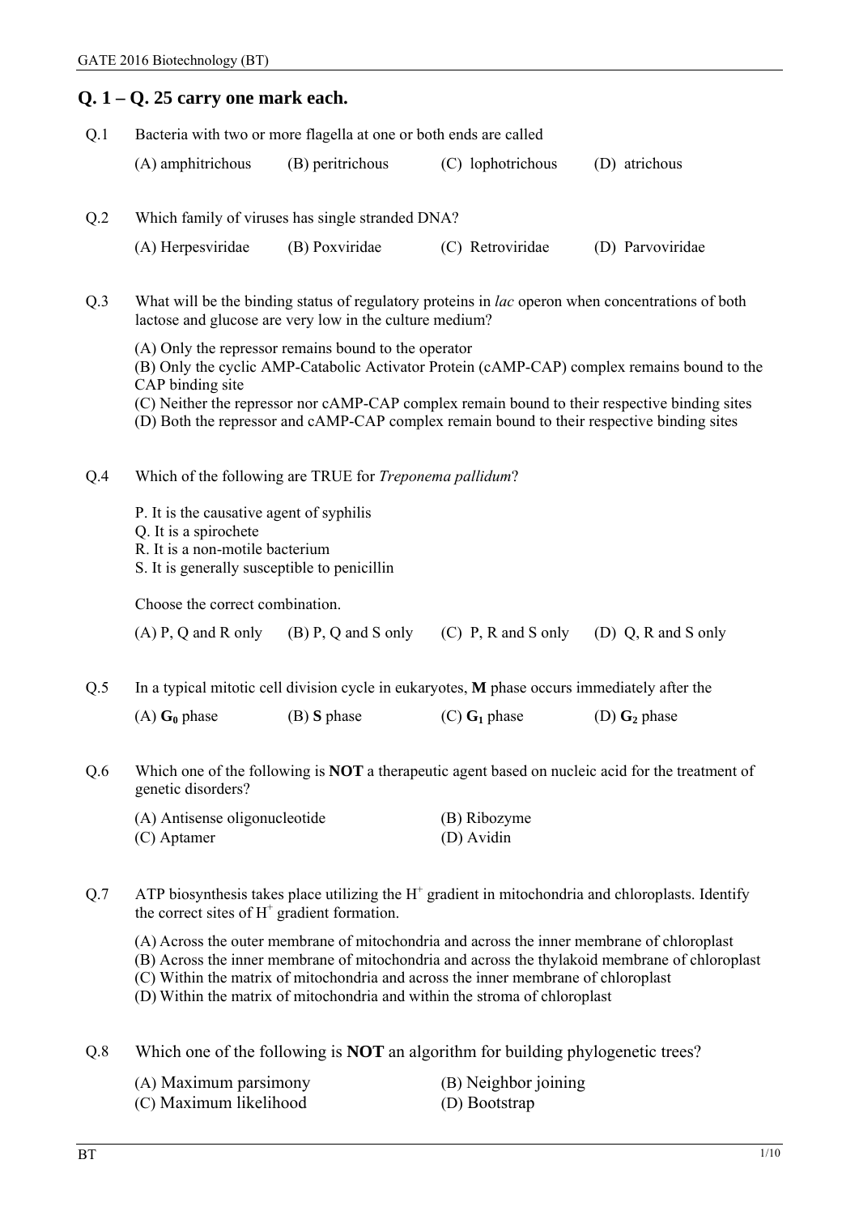## Q. 1 – Q. 25 carry one mark each.

Q.1 Bacteria with two or more flagella at one or both ends are called

(A) amphitrichous (B) peritrichous (C) lophotrichous (D) atrichous

Q.2 Which family of viruses has single stranded DNA?

(A) Herpesviridae (B) Poxviridae (C) Retroviridae (D) Parvoviridae

Q.3 What will be the binding status of regulatory proteins in *lac* operon when concentrations of both lactose and glucose are very low in the culture medium?

(A) Only the repressor remains bound to the operator
(B) Only the cyclic AMP-Catabolic Activator Protein (cAMP-CAP) complex remains bound to the CAP binding site
(C) Neither the repressor nor cAMP-CAP complex remain bound to their respective binding sites
(D) Both the repressor and cAMP-CAP complex remain bound to their respective binding sites

Q.4 Which of the following are TRUE for *Treponema pallidum*?

P. It is the causative agent of syphilis
Q. It is a spirochete
R. It is a non-motile bacterium
S. It is generally susceptible to penicillin

Choose the correct combination.

(A) P, Q and R only (B) P, Q and S only (C) P, R and S only (D) Q, R and S only

Q.5 In a typical mitotic cell division cycle in eukaryotes, **M** phase occurs immediately after the

(A) $\mathbf{G_0}$ phase (B) **S** phase (C) $\mathbf{G_1}$ phase (D) $\mathbf{G_2}$ phase

Q.6 Which one of the following is **NOT** a therapeutic agent based on nucleic acid for the treatment of genetic disorders?

(A) Antisense oligonucleotide (B) Ribozyme
(C) Aptamer (D) Avidin

Q.7 ATP biosynthesis takes place utilizing the $H^+$ gradient in mitochondria and chloroplasts. Identify the correct sites of $H^+$ gradient formation.

(A) Across the outer membrane of mitochondria and across the inner membrane of chloroplast
(B) Across the inner membrane of mitochondria and across the thylakoid membrane of chloroplast
(C) Within the matrix of mitochondria and across the inner membrane of chloroplast
(D) Within the matrix of mitochondria and within the stroma of chloroplast

Q.8 Which one of the following is **NOT** an algorithm for building phylogenetic trees?

(A) Maximum parsimony (B) Neighbor joining
(C) Maximum likelihood (D) Bootstrap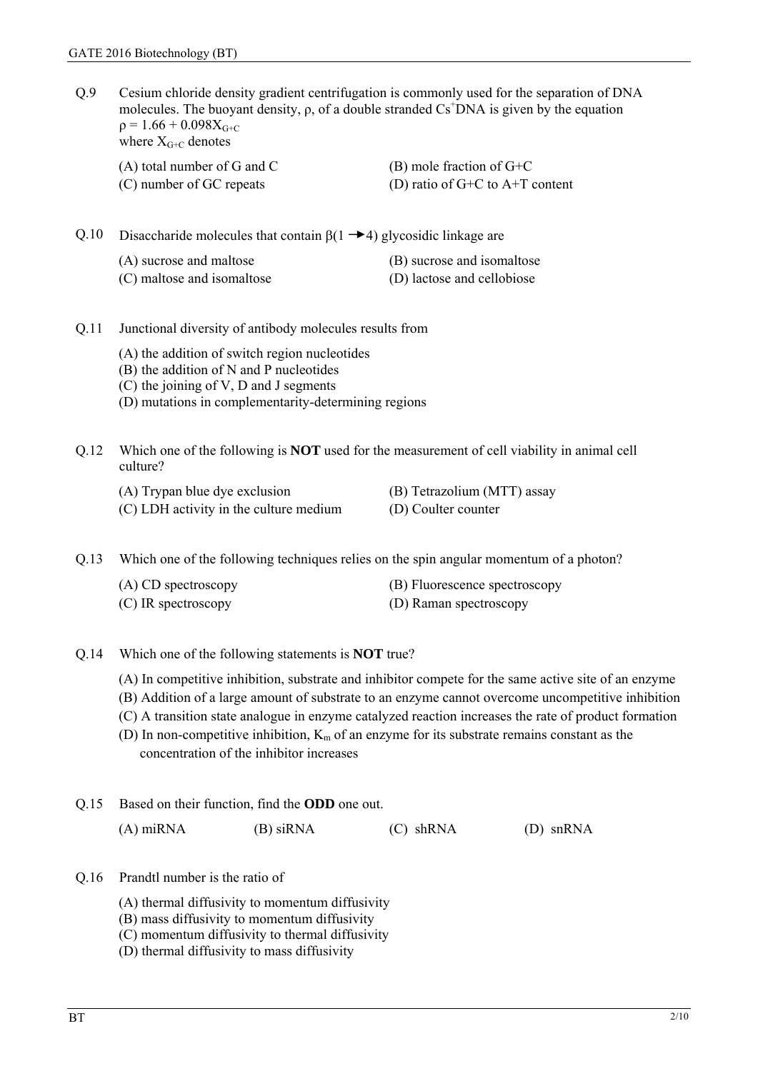Q.9 Cesium chloride density gradient centrifugation is commonly used for the separation of DNA molecules. The buoyant density, ρ, of a double stranded $Cs^{+}$DNA is given by the equation
$\rho = 1.66 + 0.098X_{G+C}$
where $X_{G+C}$ denotes

(A) total number of G and C
(B) mole fraction of G+C
(C) number of GC repeats
(D) ratio of G+C to A+T content

Q.10 Disaccharide molecules that contain $\beta(1 \rightarrow 4)$ glycosidic linkage are

(A) sucrose and maltose
(B) sucrose and isomaltose
(C) maltose and isomaltose
(D) lactose and cellobiose

Q.11 Junctional diversity of antibody molecules results from

(A) the addition of switch region nucleotides
(B) the addition of N and P nucleotides
(C) the joining of V, D and J segments
(D) mutations in complementarity-determining regions

Q.12 Which one of the following is **NOT** used for the measurement of cell viability in animal cell culture?

(A) Trypan blue dye exclusion
(B) Tetrazolium (MTT) assay
(C) LDH activity in the culture medium
(D) Coulter counter

Q.13 Which one of the following techniques relies on the spin angular momentum of a photon?

(A) CD spectroscopy
(B) Fluorescence spectroscopy
(C) IR spectroscopy
(D) Raman spectroscopy

Q.14 Which one of the following statements is **NOT** true?

(A) In competitive inhibition, substrate and inhibitor compete for the same active site of an enzyme
(B) Addition of a large amount of substrate to an enzyme cannot overcome uncompetitive inhibition
(C) A transition state analogue in enzyme catalyzed reaction increases the rate of product formation
(D) In non-competitive inhibition, $K_m$ of an enzyme for its substrate remains constant as the concentration of the inhibitor increases

Q.15 Based on their function, find the **ODD** one out.

(A) miRNA (B) siRNA (C) shRNA (D) snRNA

Q.16 Prandtl number is the ratio of

(A) thermal diffusivity to momentum diffusivity
(B) mass diffusivity to momentum diffusivity
(C) momentum diffusivity to thermal diffusivity
(D) thermal diffusivity to mass diffusivity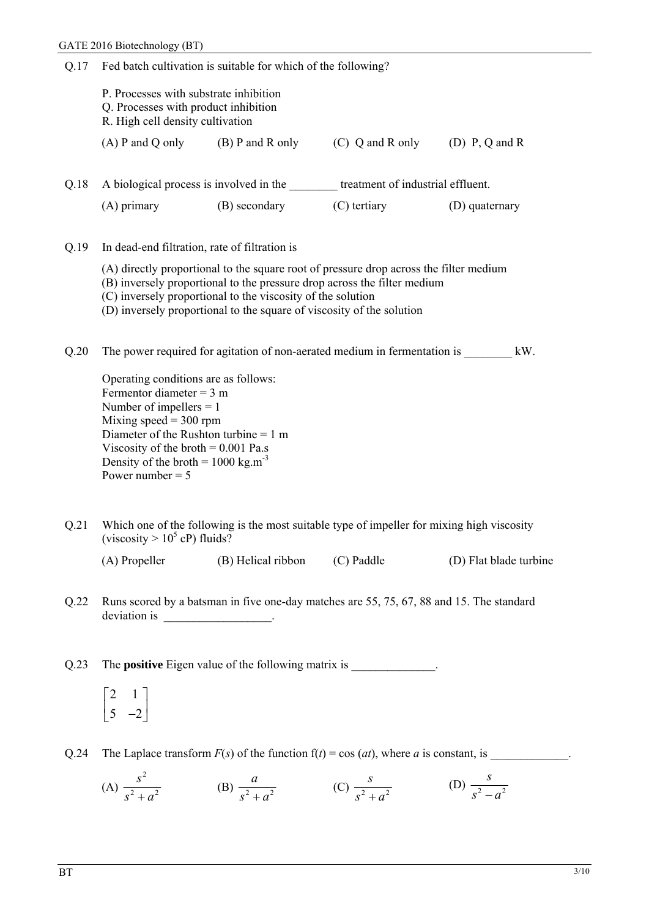Q.17 Fed batch cultivation is suitable for which of the following?

P. Processes with substrate inhibition
Q. Processes with product inhibition
R. High cell density cultivation

(A) P and Q only (B) P and R only (C) Q and R only (D) P, Q and R

Q.18 A biological process is involved in the ________ treatment of industrial effluent.

(A) primary (B) secondary (C) tertiary (D) quaternary

Q.19 In dead-end filtration, rate of filtration is

(A) directly proportional to the square root of pressure drop across the filter medium
(B) inversely proportional to the pressure drop across the filter medium
(C) inversely proportional to the viscosity of the solution
(D) inversely proportional to the square of viscosity of the solution

Q.20 The power required for agitation of non-aerated medium in fermentation is ________ kW.

Operating conditions are as follows:
Fermentor diameter = 3 m
Number of impellers = 1
Mixing speed = 300 rpm
Diameter of the Rushton turbine = 1 m
Viscosity of the broth = 0.001 Pa.s
Density of the broth = 1000 kg.m$^{-3}$
Power number = 5

Q.21 Which one of the following is the most suitable type of impeller for mixing high viscosity (viscosity > $10^5$ cP) fluids?

(A) Propeller (B) Helical ribbon (C) Paddle (D) Flat blade turbine

Q.22 Runs scored by a batsman in five one-day matches are 55, 75, 67, 88 and 15. The standard deviation is __________________.

Q.23 The **positive** Eigen value of the following matrix is ______________.

$$\begin{bmatrix} 2 & 1 \\ 5 & -2 \end{bmatrix}$$

Q.24 The Laplace transform $F(s)$ of the function $f(t) = \cos(at)$, where $a$ is constant, is _____________.

(A) $\dfrac{s^2}{s^2+a^2}$ (B) $\dfrac{a}{s^2+a^2}$ (C) $\dfrac{s}{s^2+a^2}$ (D) $\dfrac{s}{s^2-a^2}$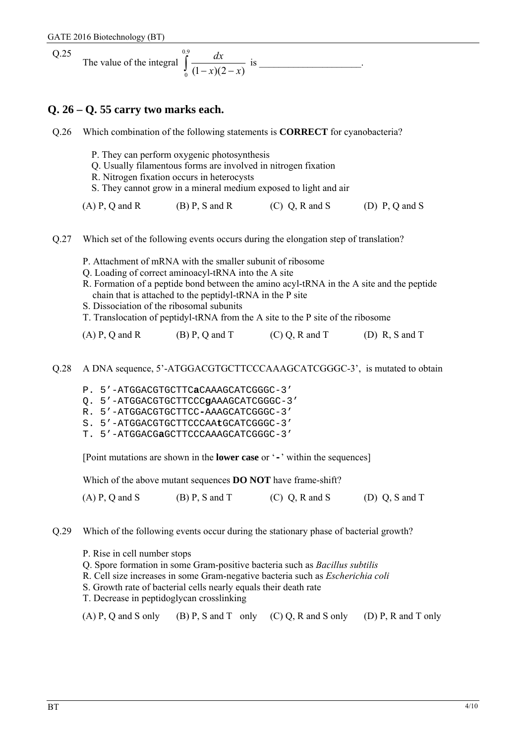Q.25 The value of the integral $\int_0^{0.9} \frac{dx}{(1-x)(2-x)}$ is ____________________.

## Q. 26 – Q. 55 carry two marks each.

Q.26 Which combination of the following statements is **CORRECT** for cyanobacteria?

P. They can perform oxygenic photosynthesis
Q. Usually filamentous forms are involved in nitrogen fixation
R. Nitrogen fixation occurs in heterocysts
S. They cannot grow in a mineral medium exposed to light and air

(A) P, Q and R (B) P, S and R (C) Q, R and S (D) P, Q and S

Q.27 Which set of the following events occurs during the elongation step of translation?

P. Attachment of mRNA with the smaller subunit of ribosome
Q. Loading of correct aminoacyl-tRNA into the A site
R. Formation of a peptide bond between the amino acyl-tRNA in the A site and the peptide chain that is attached to the peptidyl-tRNA in the P site
S. Dissociation of the ribosomal subunits
T. Translocation of peptidyl-tRNA from the A site to the P site of the ribosome

(A) P, Q and R (B) P, Q and T (C) Q, R and T (D) R, S and T

Q.28 A DNA sequence, 5'-ATGGACGTGCTTCCCAAAGCATCGGGC-3', is mutated to obtain

P. 5'-ATGGACGTGCTTC**a**CAAAGCATCGGGC-3'
Q. 5'-ATGGACGTGCTTCCC**g**AAAGCATCGGGC-3'
R. 5'-ATGGACGTGCTTCC**-**AAAGCATCGGGC-3'
S. 5'-ATGGACGTGCTTCCCAA**t**GCATCGGGC-3'
T. 5'-ATGGACG**a**GCTTCCCAAAGCATCGGGC-3'

[Point mutations are shown in the **lower case** or '**-**' within the sequences]

Which of the above mutant sequences **DO NOT** have frame-shift?

(A) P, Q and S (B) P, S and T (C) Q, R and S (D) Q, S and T

Q.29 Which of the following events occur during the stationary phase of bacterial growth?

P. Rise in cell number stops
Q. Spore formation in some Gram-positive bacteria such as *Bacillus subtilis*
R. Cell size increases in some Gram-negative bacteria such as *Escherichia coli*
S. Growth rate of bacterial cells nearly equals their death rate
T. Decrease in peptidoglycan crosslinking

(A) P, Q and S only (B) P, S and T only (C) Q, R and S only (D) P, R and T only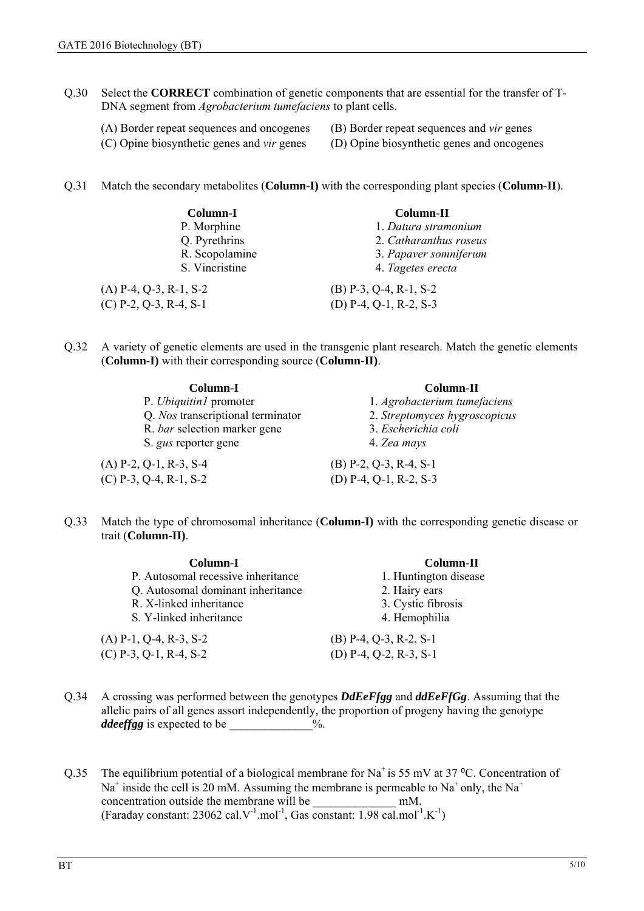Q.30 Select the **CORRECT** combination of genetic components that are essential for the transfer of T-DNA segment from *Agrobacterium tumefaciens* to plant cells.

(A) Border repeat sequences and oncogenes
(B) Border repeat sequences and *vir* genes
(C) Opine biosynthetic genes and *vir* genes
(D) Opine biosynthetic genes and oncogenes

Q.31 Match the secondary metabolites (**Column-I)** with the corresponding plant species (**Column-II**).

| Column-I | Column-II |
|---|---|
| P. Morphine | 1. *Datura stramonium* |
| Q. Pyrethrins | 2. *Catharanthus roseus* |
| R. Scopolamine | 3. *Papaver somniferum* |
| S. Vincristine | 4. *Tagetes erecta* |

(A) P-4, Q-3, R-1, S-2
(B) P-3, Q-4, R-1, S-2
(C) P-2, Q-3, R-4, S-1
(D) P-4, Q-1, R-2, S-3

Q.32 A variety of genetic elements are used in the transgenic plant research. Match the genetic elements (**Column-I)** with their corresponding source (**Column-II)**.

| Column-I | Column-II |
|---|---|
| P. *Ubiquitin1* promoter | 1. *Agrobacterium tumefaciens* |
| Q. *Nos* transcriptional terminator | 2. *Streptomyces hygroscopicus* |
| R. *bar* selection marker gene | 3. *Escherichia coli* |
| S. *gus* reporter gene | 4. *Zea mays* |

(A) P-2, Q-1, R-3, S-4
(B) P-2, Q-3, R-4, S-1
(C) P-3, Q-4, R-1, S-2
(D) P-4, Q-1, R-2, S-3

Q.33 Match the type of chromosomal inheritance (**Column-I)** with the corresponding genetic disease or trait (**Column-II)**.

| Column-I | Column-II |
|---|---|
| P. Autosomal recessive inheritance | 1. Huntington disease |
| Q. Autosomal dominant inheritance | 2. Hairy ears |
| R. X-linked inheritance | 3. Cystic fibrosis |
| S. Y-linked inheritance | 4. Hemophilia |

(A) P-1, Q-4, R-3, S-2
(B) P-4, Q-3, R-2, S-1
(C) P-3, Q-1, R-4, S-2
(D) P-4, Q-2, R-3, S-1

Q.34 A crossing was performed between the genotypes ***DdEeFfgg*** and ***ddEeFfGg***. Assuming that the allelic pairs of all genes assort independently, the proportion of progeny having the genotype ***ddeeffgg*** is expected to be ______________%.

Q.35 The equilibrium potential of a biological membrane for $Na^+$ is 55 mV at 37 ºC. Concentration of $Na^+$ inside the cell is 20 mM. Assuming the membrane is permeable to $Na^+$ only, the $Na^+$ concentration outside the membrane will be ______________ mM.
(Faraday constant: 23062 $cal.V^{-1}.mol^{-1}$, Gas constant: 1.98 $cal.mol^{-1}.K^{-1}$)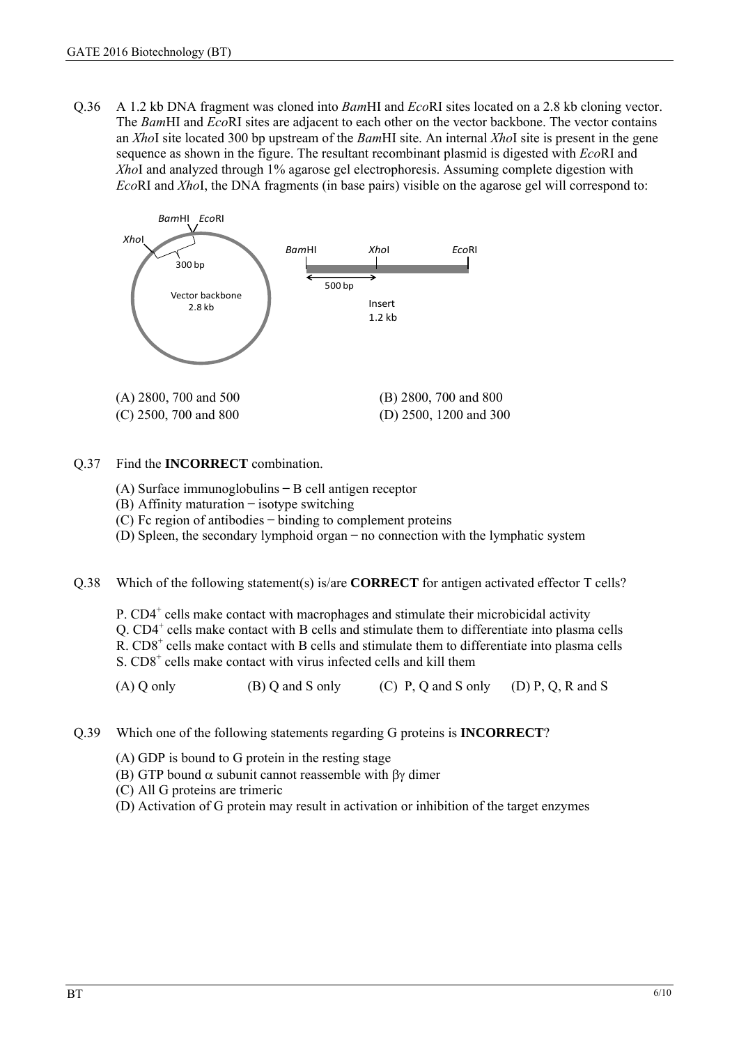Q.36 A 1.2 kb DNA fragment was cloned into *Bam*HI and *Eco*RI sites located on a 2.8 kb cloning vector. The *Bam*HI and *Eco*RI sites are adjacent to each other on the vector backbone. The vector contains an *Xho*I site located 300 bp upstream of the *Bam*HI site. An internal *Xho*I site is present in the gene sequence as shown in the figure. The resultant recombinant plasmid is digested with *Eco*RI and *Xho*I and analyzed through 1% agarose gel electrophoresis. Assuming complete digestion with *Eco*RI and *Xho*I, the DNA fragments (in base pairs) visible on the agarose gel will correspond to:

*Bam*HI *Eco*RI
*Xho*I
300 bp
Vector backbone
2.8 kb

*Bam*HI *Xho*I *Eco*RI
500 bp
Insert
1.2 kb

(A) 2800, 700 and 500
(B) 2800, 700 and 800
(C) 2500, 700 and 800
(D) 2500, 1200 and 300

Q.37 Find the **INCORRECT** combination.

(A) Surface immunoglobulins – B cell antigen receptor
(B) Affinity maturation – isotype switching
(C) Fc region of antibodies – binding to complement proteins
(D) Spleen, the secondary lymphoid organ – no connection with the lymphatic system

Q.38 Which of the following statement(s) is/are **CORRECT** for antigen activated effector T cells?

P. $CD4^+$ cells make contact with macrophages and stimulate their microbicidal activity
Q. $CD4^+$ cells make contact with B cells and stimulate them to differentiate into plasma cells
R. $CD8^+$ cells make contact with B cells and stimulate them to differentiate into plasma cells
S. $CD8^+$ cells make contact with virus infected cells and kill them

(A) Q only (B) Q and S only (C) P, Q and S only (D) P, Q, R and S

Q.39 Which one of the following statements regarding G proteins is **INCORRECT**?

(A) GDP is bound to G protein in the resting stage
(B) GTP bound $\alpha$ subunit cannot reassemble with $\beta\gamma$ dimer
(C) All G proteins are trimeric
(D) Activation of G protein may result in activation or inhibition of the target enzymes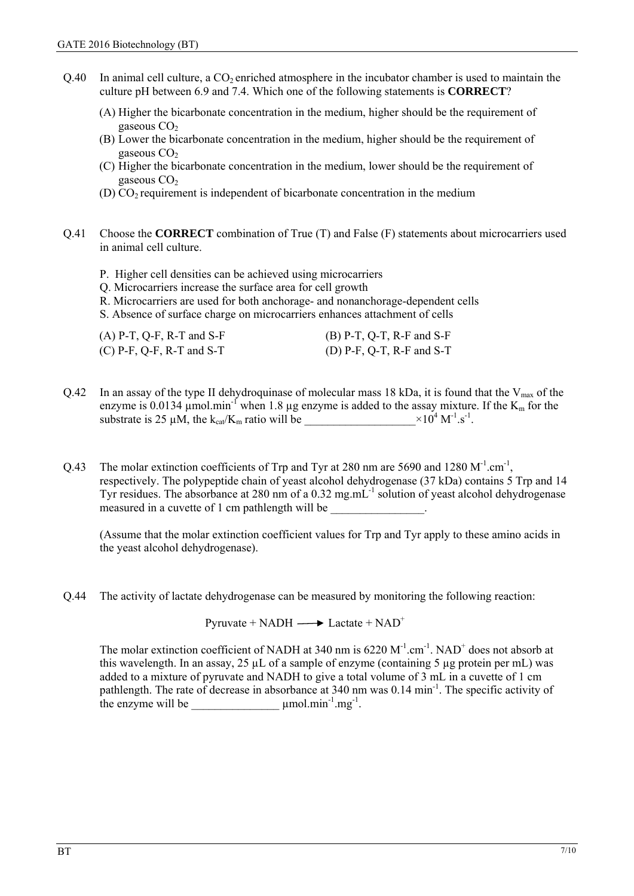Q.40 In animal cell culture, a $CO_2$ enriched atmosphere in the incubator chamber is used to maintain the culture pH between 6.9 and 7.4. Which one of the following statements is **CORRECT**?

(A) Higher the bicarbonate concentration in the medium, higher should be the requirement of gaseous $CO_2$
(B) Lower the bicarbonate concentration in the medium, higher should be the requirement of gaseous $CO_2$
(C) Higher the bicarbonate concentration in the medium, lower should be the requirement of gaseous $CO_2$
(D) $CO_2$ requirement is independent of bicarbonate concentration in the medium

Q.41 Choose the **CORRECT** combination of True (T) and False (F) statements about microcarriers used in animal cell culture.

P. Higher cell densities can be achieved using microcarriers
Q. Microcarriers increase the surface area for cell growth
R. Microcarriers are used for both anchorage- and nonanchorage-dependent cells
S. Absence of surface charge on microcarriers enhances attachment of cells

(A) P-T, Q-F, R-T and S-F
(B) P-T, Q-T, R-F and S-F
(C) P-F, Q-F, R-T and S-T
(D) P-F, Q-T, R-F and S-T

Q.42 In an assay of the type II dehydroquinase of molecular mass 18 kDa, it is found that the $V_{max}$ of the enzyme is 0.0134 μmol.min$^{-1}$ when 1.8 μg enzyme is added to the assay mixture. If the $K_m$ for the substrate is 25 μM, the $k_{cat}/K_m$ ratio will be ___________________$\times 10^4$ M$^{-1}$.s$^{-1}$.

Q.43 The molar extinction coefficients of Trp and Tyr at 280 nm are 5690 and 1280 M$^{-1}$.cm$^{-1}$, respectively. The polypeptide chain of yeast alcohol dehydrogenase (37 kDa) contains 5 Trp and 14 Tyr residues. The absorbance at 280 nm of a 0.32 mg.mL$^{-1}$ solution of yeast alcohol dehydrogenase measured in a cuvette of 1 cm pathlength will be ________________.

(Assume that the molar extinction coefficient values for Trp and Tyr apply to these amino acids in the yeast alcohol dehydrogenase).

Q.44 The activity of lactate dehydrogenase can be measured by monitoring the following reaction:

$$\text{Pyruvate} + \text{NADH} \longrightarrow \text{Lactate} + \text{NAD}^+$$

The molar extinction coefficient of NADH at 340 nm is 6220 M$^{-1}$.cm$^{-1}$. $NAD^+$ does not absorb at this wavelength. In an assay, 25 μL of a sample of enzyme (containing 5 μg protein per mL) was added to a mixture of pyruvate and NADH to give a total volume of 3 mL in a cuvette of 1 cm pathlength. The rate of decrease in absorbance at 340 nm was 0.14 min$^{-1}$. The specific activity of the enzyme will be _______________ μmol.min$^{-1}$.mg$^{-1}$.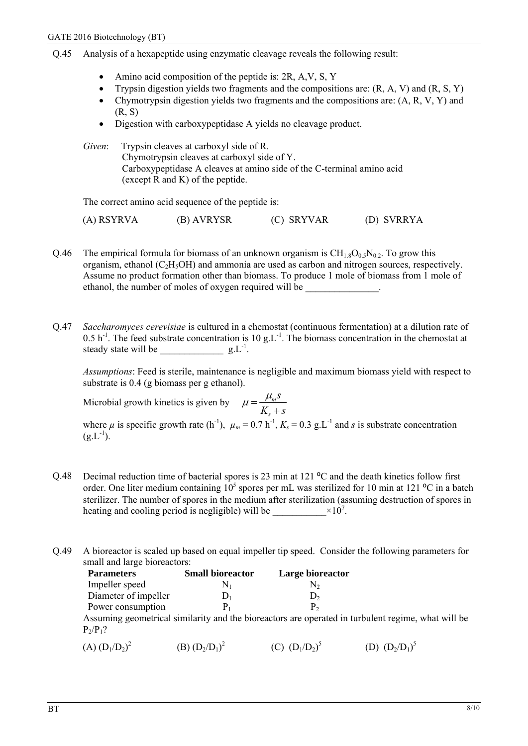Q.45 Analysis of a hexapeptide using enzymatic cleavage reveals the following result:

- Amino acid composition of the peptide is: 2R, A,V, S, Y
- Trypsin digestion yields two fragments and the compositions are: (R, A, V) and (R, S, Y)
- Chymotrypsin digestion yields two fragments and the compositions are: (A, R, V, Y) and (R, S)
- Digestion with carboxypeptidase A yields no cleavage product.

*Given*: Trypsin cleaves at carboxyl side of R.
Chymotrypsin cleaves at carboxyl side of Y.
Carboxypeptidase A cleaves at amino side of the C-terminal amino acid (except R and K) of the peptide.

The correct amino acid sequence of the peptide is:

(A) RSYRVA (B) AVRYSR (C) SRYVAR (D) SVRRYA

Q.46 The empirical formula for biomass of an unknown organism is $CH_{1.8}O_{0.5}N_{0.2}$. To grow this organism, ethanol ($C_2H_5OH$) and ammonia are used as carbon and nitrogen sources, respectively. Assume no product formation other than biomass. To produce 1 mole of biomass from 1 mole of ethanol, the number of moles of oxygen required will be _______________.

Q.47 *Saccharomyces cerevisiae* is cultured in a chemostat (continuous fermentation) at a dilution rate of $0.5\ h^{-1}$. The feed substrate concentration is $10\ g.L^{-1}$. The biomass concentration in the chemostat at steady state will be _____________ $g.L^{-1}$.

*Assumptions*: Feed is sterile, maintenance is negligible and maximum biomass yield with respect to substrate is 0.4 (g biomass per g ethanol).

Microbial growth kinetics is given by $\mu = \dfrac{\mu_m s}{K_s + s}$

where $\mu$ is specific growth rate ($h^{-1}$), $\mu_m = 0.7\ h^{-1}$, $K_s = 0.3\ g.L^{-1}$ and $s$ is substrate concentration ($g.L^{-1}$).

Q.48 Decimal reduction time of bacterial spores is 23 min at 121 ºC and the death kinetics follow first order. One liter medium containing $10^5$ spores per mL was sterilized for 10 min at 121 ºC in a batch sterilizer. The number of spores in the medium after sterilization (assuming destruction of spores in heating and cooling period is negligible) will be ___________$\times 10^7$.

Q.49 A bioreactor is scaled up based on equal impeller tip speed. Consider the following parameters for small and large bioreactors:

| Parameters | Small bioreactor | Large bioreactor |
|---|---|---|
| Impeller speed | $N_1$ | $N_2$ |
| Diameter of impeller | $D_1$ | $D_2$ |
| Power consumption | $P_1$ | $P_2$ |

Assuming geometrical similarity and the bioreactors are operated in turbulent regime, what will be $P_2/P_1$?

(A) $(D_1/D_2)^2$ (B) $(D_2/D_1)^2$ (C) $(D_1/D_2)^5$ (D) $(D_2/D_1)^5$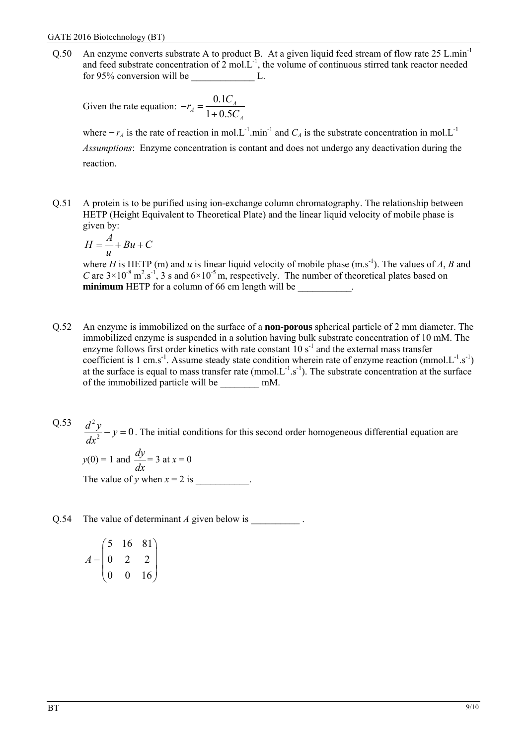Q.50 An enzyme converts substrate A to product B. At a given liquid feed stream of flow rate 25 $L.min^{-1}$ and feed substrate concentration of 2 $mol.L^{-1}$, the volume of continuous stirred tank reactor needed for 95% conversion will be _____________ L.

Given the rate equation: $-r_A = \dfrac{0.1C_A}{1+0.5C_A}$

where $-r_A$ is the rate of reaction in $mol.L^{-1}.min^{-1}$ and $C_A$ is the substrate concentration in $mol.L^{-1}$

*Assumptions*: Enzyme concentration is contant and does not undergo any deactivation during the reaction.

Q.51 A protein is to be purified using ion-exchange column chromatography. The relationship between HETP (Height Equivalent to Theoretical Plate) and the linear liquid velocity of mobile phase is given by:

$$H = \frac{A}{u} + Bu + C$$

where $H$ is HETP (m) and $u$ is linear liquid velocity of mobile phase ($m.s^{-1}$). The values of $A$, $B$ and $C$ are $3\times10^{-8}$ $m^2.s^{-1}$, 3 s and $6\times10^{-5}$ m, respectively. The number of theoretical plates based on **minimum** HETP for a column of 66 cm length will be ___________.

Q.52 An enzyme is immobilized on the surface of a **non-porous** spherical particle of 2 mm diameter. The immobilized enzyme is suspended in a solution having bulk substrate concentration of 10 mM. The enzyme follows first order kinetics with rate constant 10 $s^{-1}$ and the external mass transfer coefficient is 1 $cm.s^{-1}$. Assume steady state condition wherein rate of enzyme reaction ($mmol.L^{-1}.s^{-1}$) at the surface is equal to mass transfer rate ($mmol.L^{-1}.s^{-1}$). The substrate concentration at the surface of the immobilized particle will be ________ mM.

Q.53 $\dfrac{d^2y}{dx^2} - y = 0$. The initial conditions for this second order homogeneous differential equation are

$y(0) = 1$ and $\dfrac{dy}{dx} = 3$ at $x = 0$

The value of $y$ when $x = 2$ is ___________.

Q.54 The value of determinant $A$ given below is __________ .

$$A = \begin{pmatrix} 5 & 16 & 81 \\ 0 & 2 & 2 \\ 0 & 0 & 16 \end{pmatrix}$$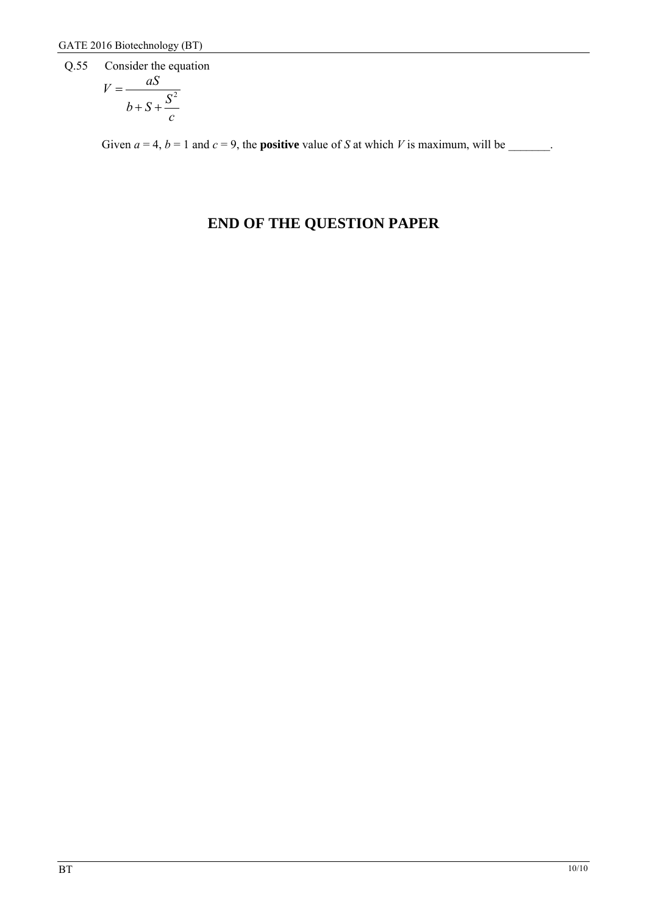Q.55 Consider the equation

$$V = \frac{aS}{b + S + \frac{S^2}{c}}$$

Given $a = 4$, $b = 1$ and $c = 9$, the **positive** value of $S$ at which $V$ is maximum, will be _______.

# END OF THE QUESTION PAPER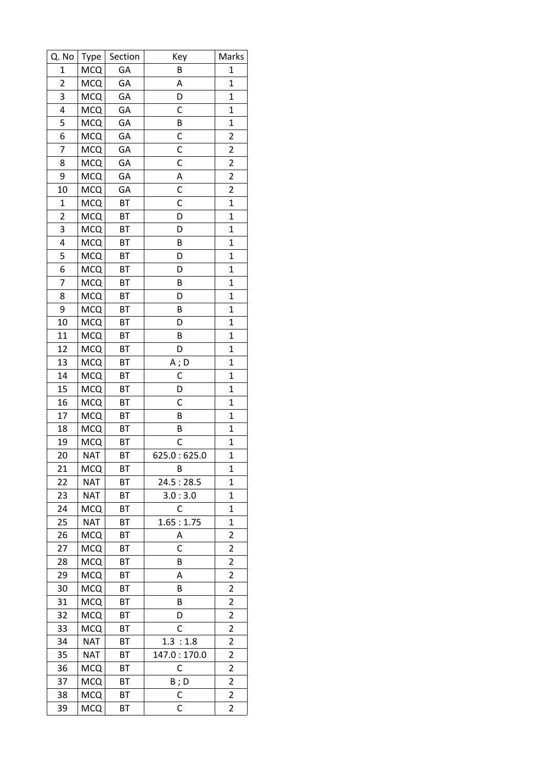| Q. No | Type | Section | Key | Marks |
|---|---|---|---|---|
| 1 | MCQ | GA | B | 1 |
| 2 | MCQ | GA | A | 1 |
| 3 | MCQ | GA | D | 1 |
| 4 | MCQ | GA | C | 1 |
| 5 | MCQ | GA | B | 1 |
| 6 | MCQ | GA | C | 2 |
| 7 | MCQ | GA | C | 2 |
| 8 | MCQ | GA | C | 2 |
| 9 | MCQ | GA | A | 2 |
| 10 | MCQ | GA | C | 2 |
| 1 | MCQ | BT | C | 1 |
| 2 | MCQ | BT | D | 1 |
| 3 | MCQ | BT | D | 1 |
| 4 | MCQ | BT | B | 1 |
| 5 | MCQ | BT | D | 1 |
| 6 | MCQ | BT | D | 1 |
| 7 | MCQ | BT | B | 1 |
| 8 | MCQ | BT | D | 1 |
| 9 | MCQ | BT | B | 1 |
| 10 | MCQ | BT | D | 1 |
| 11 | MCQ | BT | B | 1 |
| 12 | MCQ | BT | D | 1 |
| 13 | MCQ | BT | A ; D | 1 |
| 14 | MCQ | BT | C | 1 |
| 15 | MCQ | BT | D | 1 |
| 16 | MCQ | BT | C | 1 |
| 17 | MCQ | BT | B | 1 |
| 18 | MCQ | BT | B | 1 |
| 19 | MCQ | BT | C | 1 |
| 20 | NAT | BT | 625.0 : 625.0 | 1 |
| 21 | MCQ | BT | B | 1 |
| 22 | NAT | BT | 24.5 : 28.5 | 1 |
| 23 | NAT | BT | 3.0 : 3.0 | 1 |
| 24 | MCQ | BT | C | 1 |
| 25 | NAT | BT | 1.65 : 1.75 | 1 |
| 26 | MCQ | BT | A | 2 |
| 27 | MCQ | BT | C | 2 |
| 28 | MCQ | BT | B | 2 |
| 29 | MCQ | BT | A | 2 |
| 30 | MCQ | BT | B | 2 |
| 31 | MCQ | BT | B | 2 |
| 32 | MCQ | BT | D | 2 |
| 33 | MCQ | BT | C | 2 |
| 34 | NAT | BT | 1.3 : 1.8 | 2 |
| 35 | NAT | BT | 147.0 : 170.0 | 2 |
| 36 | MCQ | BT | C | 2 |
| 37 | MCQ | BT | B ; D | 2 |
| 38 | MCQ | BT | C | 2 |
| 39 | MCQ | BT | C | 2 |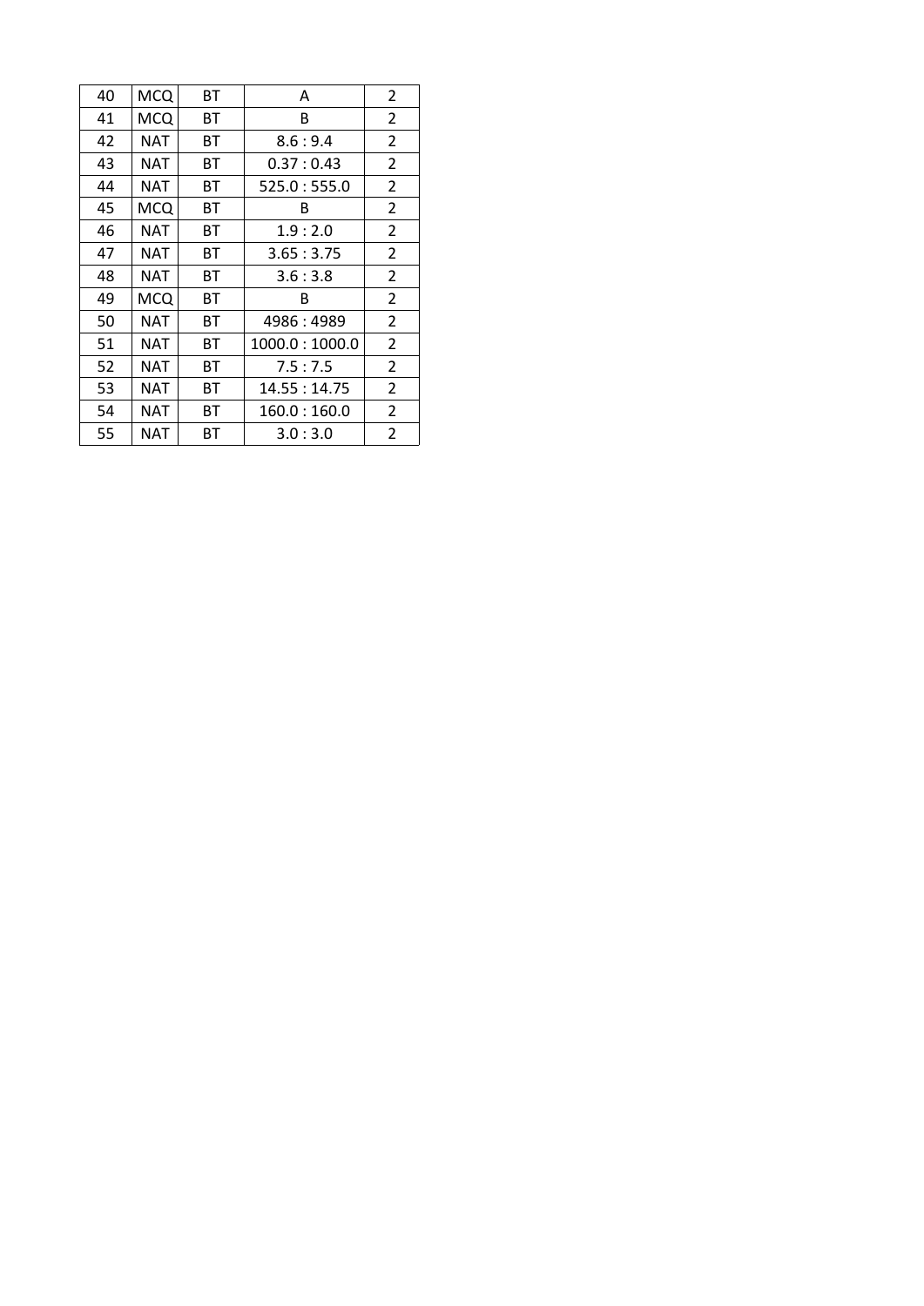| | | | | |
|---|---|---|---|---|
| 40 | MCQ | BT | A | 2 |
| 41 | MCQ | BT | B | 2 |
| 42 | NAT | BT | 8.6 : 9.4 | 2 |
| 43 | NAT | BT | 0.37 : 0.43 | 2 |
| 44 | NAT | BT | 525.0 : 555.0 | 2 |
| 45 | MCQ | BT | B | 2 |
| 46 | NAT | BT | 1.9 : 2.0 | 2 |
| 47 | NAT | BT | 3.65 : 3.75 | 2 |
| 48 | NAT | BT | 3.6 : 3.8 | 2 |
| 49 | MCQ | BT | B | 2 |
| 50 | NAT | BT | 4986 : 4989 | 2 |
| 51 | NAT | BT | 1000.0 : 1000.0 | 2 |
| 52 | NAT | BT | 7.5 : 7.5 | 2 |
| 53 | NAT | BT | 14.55 : 14.75 | 2 |
| 54 | NAT | BT | 160.0 : 160.0 | 2 |
| 55 | NAT | BT | 3.0 : 3.0 | 2 |